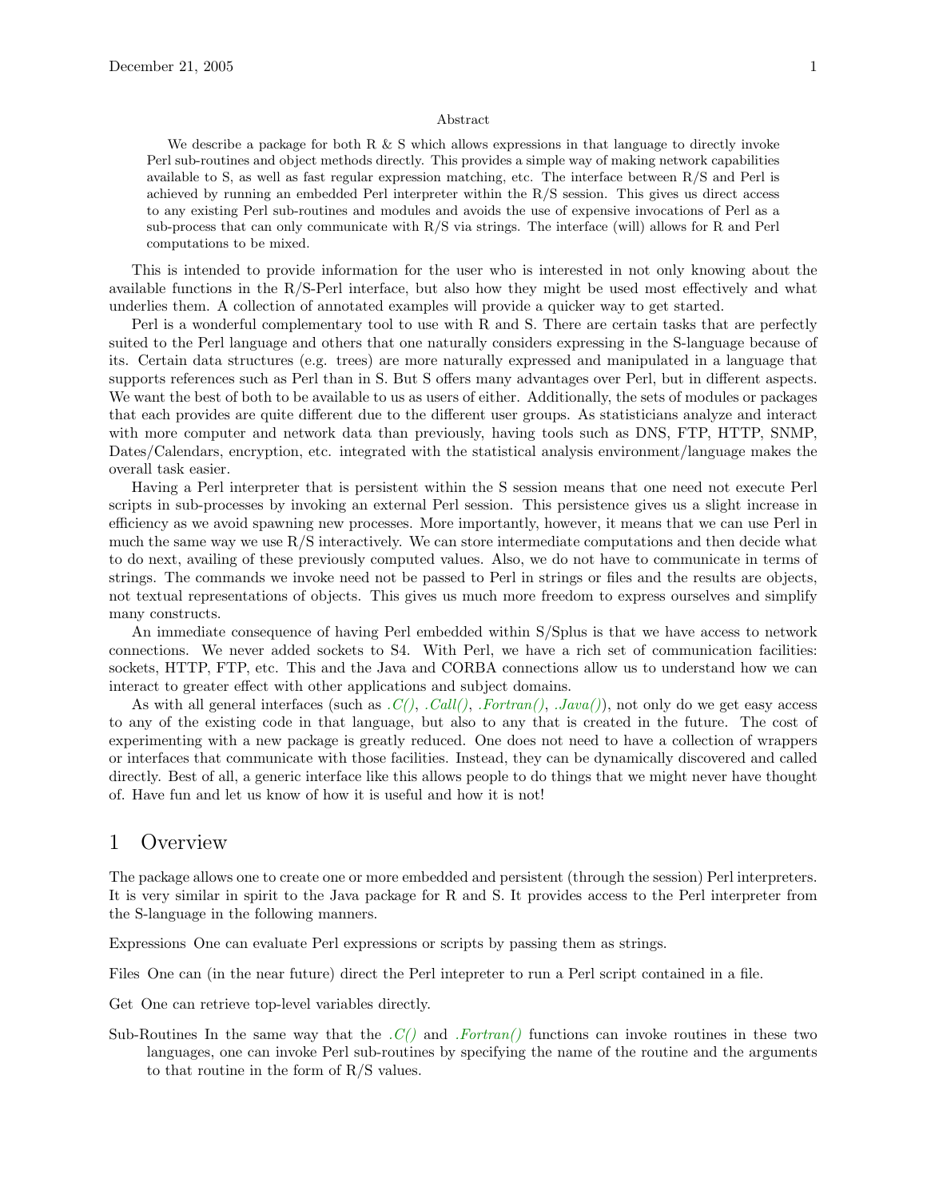## Abstract

We describe a package for both R & S which allows expressions in that language to directly invoke Perl sub-routines and object methods directly. This provides a simple way of making network capabilities available to S, as well as fast regular expression matching, etc. The interface between R/S and Perl is achieved by running an embedded Perl interpreter within the R/S session. This gives us direct access to any existing Perl sub-routines and modules and avoids the use of expensive invocations of Perl as a sub-process that can only communicate with R/S via strings. The interface (will) allows for R and Perl computations to be mixed.

This is intended to provide information for the user who is interested in not only knowing about the available functions in the R/S-Perl interface, but also how they might be used most effectively and what underlies them. A collection of annotated examples will provide a quicker way to get started.

Perl is a wonderful complementary tool to use with R and S. There are certain tasks that are perfectly suited to the Perl language and others that one naturally considers expressing in the S-language because of its. Certain data structures (e.g. trees) are more naturally expressed and manipulated in a language that supports references such as Perl than in S. But S offers many advantages over Perl, but in different aspects. We want the best of both to be available to us as users of either. Additionally, the sets of modules or packages that each provides are quite different due to the different user groups. As statisticians analyze and interact with more computer and network data than previously, having tools such as DNS, FTP, HTTP, SNMP, Dates/Calendars, encryption, etc. integrated with the statistical analysis environment/language makes the overall task easier.

Having a Perl interpreter that is persistent within the S session means that one need not execute Perl scripts in sub-processes by invoking an external Perl session. This persistence gives us a slight increase in efficiency as we avoid spawning new processes. More importantly, however, it means that we can use Perl in much the same way we use R/S interactively. We can store intermediate computations and then decide what to do next, availing of these previously computed values. Also, we do not have to communicate in terms of strings. The commands we invoke need not be passed to Perl in strings or files and the results are objects, not textual representations of objects. This gives us much more freedom to express ourselves and simplify many constructs.

An immediate consequence of having Perl embedded within S/Splus is that we have access to network connections. We never added sockets to S4. With Perl, we have a rich set of communication facilities: sockets, HTTP, FTP, etc. This and the Java and CORBA connections allow us to understand how we can interact to greater effect with other applications and subject domains.

As with all general interfaces (such as *.C()*, *.Call()*, *.Fortran()*, *.Java()*), not only do we get easy access to any of the existing code in that language, but also to any that is created in the future. The cost of experimenting with a new package is greatly reduced. One does not need to have a collection of wrappers or interfaces that communicate with those facilities. Instead, they can be dynamically discovered and called directly. Best of all, a generic interface like this allows people to do things that we might never have thought of. Have fun and let us know of how it is useful and how it is not!

# 1 Overview

The package allows one to create one or more embedded and persistent (through the session) Perl interpreters. It is very similar in spirit to the Java package for R and S. It provides access to the Perl interpreter from the S-language in the following manners.

Expressions One can evaluate Perl expressions or scripts by passing them as strings.

Files One can (in the near future) direct the Perl intepreter to run a Perl script contained in a file.

Get One can retrieve top-level variables directly.

Sub-Routines In the same way that the *.C()* and *.Fortran()* functions can invoke routines in these two languages, one can invoke Perl sub-routines by specifying the name of the routine and the arguments to that routine in the form of R/S values.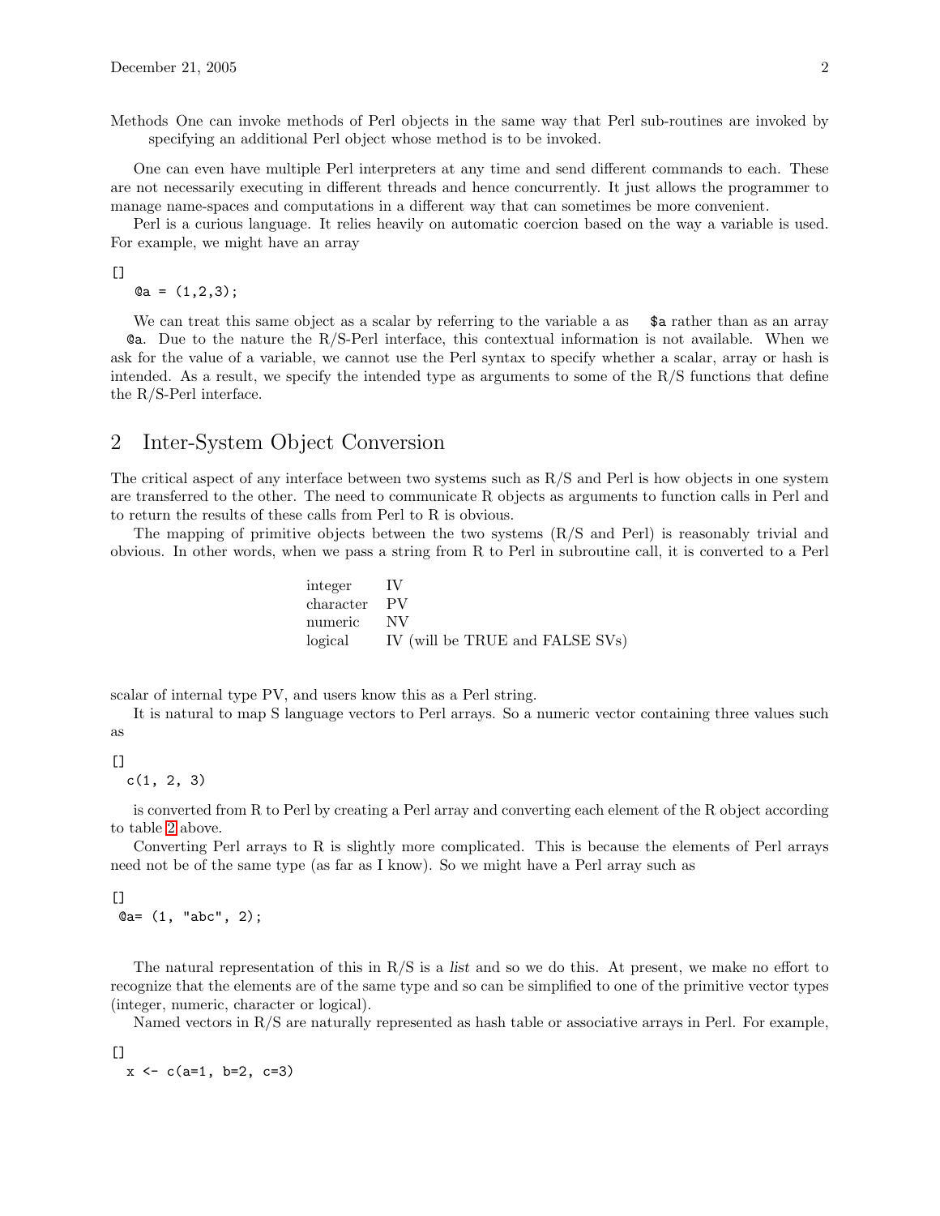Methods One can invoke methods of Perl objects in the same way that Perl sub-routines are invoked by specifying an additional Perl object whose method is to be invoked.

One can even have multiple Perl interpreters at any time and send different commands to each. These are not necessarily executing in different threads and hence concurrently. It just allows the programmer to manage name-spaces and computations in a different way that can sometimes be more convenient.

Perl is a curious language. It relies heavily on automatic coercion based on the way a variable is used. For example, we might have an array

[]
```
@a = (1,2,3);
```

We can treat this same object as a scalar by referring to the variable a as `$a` rather than as an array `@a`. Due to the nature the R/S-Perl interface, this contextual information is not available. When we ask for the value of a variable, we cannot use the Perl syntax to specify whether a scalar, array or hash is intended. As a result, we specify the intended type as arguments to some of the R/S functions that define the R/S-Perl interface.

## 2 Inter-System Object Conversion

The critical aspect of any interface between two systems such as R/S and Perl is how objects in one system are transferred to the other. The need to communicate R objects as arguments to function calls in Perl and to return the results of these calls from Perl to R is obvious.

The mapping of primitive objects between the two systems (R/S and Perl) is reasonably trivial and obvious. In other words, when we pass a string from R to Perl in subroutine call, it is converted to a Perl

| | |
|---|---|
| integer | IV |
| character | PV |
| numeric | NV |
| logical | IV (will be TRUE and FALSE SVs) |

scalar of internal type PV, and users know this as a Perl string.

It is natural to map S language vectors to Perl arrays. So a numeric vector containing three values such as

[]
```
c(1, 2, 3)
```

is converted from R to Perl by creating a Perl array and converting each element of the R object according to table 2 above.

Converting Perl arrays to R is slightly more complicated. This is because the elements of Perl arrays need not be of the same type (as far as I know). So we might have a Perl array such as

[]
```
@a= (1, "abc", 2);
```

The natural representation of this in R/S is a *list* and so we do this. At present, we make no effort to recognize that the elements are of the same type and so can be simplified to one of the primitive vector types (integer, numeric, character or logical).

Named vectors in R/S are naturally represented as hash table or associative arrays in Perl. For example,

[]
```
x <- c(a=1, b=2, c=3)
```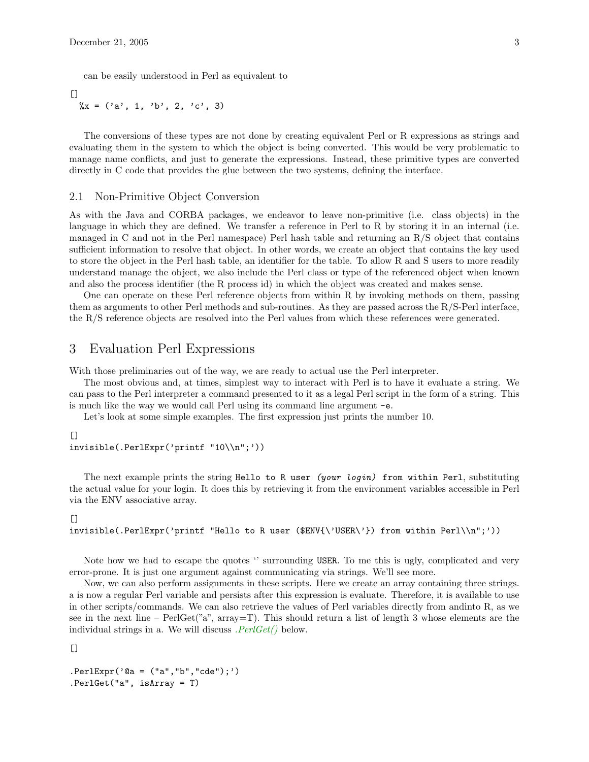can be easily understood in Perl as equivalent to

[]
```
  %x = ('a', 1, 'b', 2, 'c', 3)
```

The conversions of these types are not done by creating equivalent Perl or R expressions as strings and evaluating them in the system to which the object is being converted. This would be very problematic to manage name conflicts, and just to generate the expressions. Instead, these primitive types are converted directly in C code that provides the glue between the two systems, defining the interface.

## 2.1 Non-Primitive Object Conversion

As with the Java and CORBA packages, we endeavor to leave non-primitive (i.e. class objects) in the language in which they are defined. We transfer a reference in Perl to R by storing it in an internal (i.e. managed in C and not in the Perl namespace) Perl hash table and returning an R/S object that contains sufficient information to resolve that object. In other words, we create an object that contains the key used to store the object in the Perl hash table, an identifier for the table. To allow R and S users to more readily understand manage the object, we also include the Perl class or type of the referenced object when known and also the process identifier (the R process id) in which the object was created and makes sense.

One can operate on these Perl reference objects from within R by invoking methods on them, passing them as arguments to other Perl methods and sub-routines. As they are passed across the R/S-Perl interface, the R/S reference objects are resolved into the Perl values from which these references were generated.

# 3 Evaluation Perl Expressions

With those preliminaries out of the way, we are ready to actual use the Perl interpreter.

The most obvious and, at times, simplest way to interact with Perl is to have it evaluate a string. We can pass to the Perl interpreter a command presented to it as a legal Perl script in the form of a string. This is much like the way we would call Perl using its command line argument `-e`.

Let's look at some simple examples. The first expression just prints the number 10.

[]
```
invisible(.PerlExpr('printf "10\\n";'))
```

The next example prints the string `Hello to R user` *(your login)* `from within Perl`, substituting the actual value for your login. It does this by retrieving it from the environment variables accessible in Perl via the ENV associative array.

[]
```
invisible(.PerlExpr('printf "Hello to R user ($ENV{\'USER\'}) from within Perl\\n";'))
```

Note how we had to escape the quotes '' surrounding `USER`. To me this is ugly, complicated and very error-prone. It is just one argument against communicating via strings. We'll see more.

Now, we can also perform assignments in these scripts. Here we create an array containing three strings. a is now a regular Perl variable and persists after this expression is evaluate. Therefore, it is available to use in other scripts/commands. We can also retrieve the values of Perl variables directly from andinto R, as we see in the next line – PerlGet("a", array=T). This should return a list of length 3 whose elements are the individual strings in a. We will discuss *.PerlGet()* below.

[]

```
.PerlExpr('@a = ("a","b","cde");')
.PerlGet("a", isArray = T)
```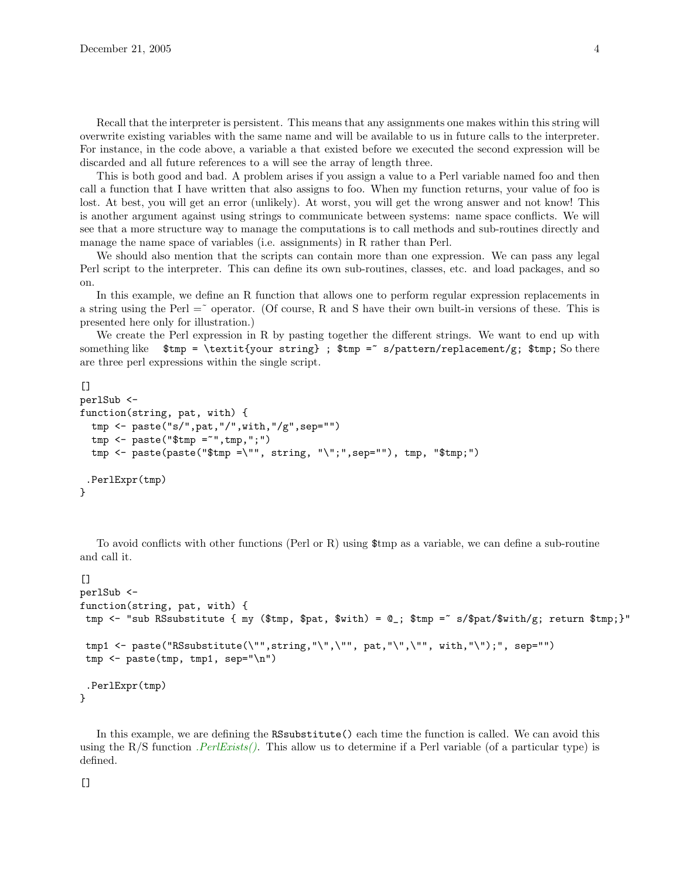Recall that the interpreter is persistent. This means that any assignments one makes within this string will overwrite existing variables with the same name and will be available to us in future calls to the interpreter. For instance, in the code above, a variable a that existed before we executed the second expression will be discarded and all future references to a will see the array of length three.

This is both good and bad. A problem arises if you assign a value to a Perl variable named foo and then call a function that I have written that also assigns to foo. When my function returns, your value of foo is lost. At best, you will get an error (unlikely). At worst, you will get the wrong answer and not know! This is another argument against using strings to communicate between systems: name space conflicts. We will see that a more structure way to manage the computations is to call methods and sub-routines directly and manage the name space of variables (i.e. assignments) in R rather than Perl.

We should also mention that the scripts can contain more than one expression. We can pass any legal Perl script to the interpreter. This can define its own sub-routines, classes, etc. and load packages, and so on.

In this example, we define an R function that allows one to perform regular expression replacements in a string using the Perl =˜ operator. (Of course, R and S have their own built-in versions of these. This is presented here only for illustration.)

We create the Perl expression in R by pasting together the different strings. We want to end up with something like `$tmp = \textit{your string} ; $tmp =~ s/pattern/replacement/g; $tmp;` So there are three perl expressions within the single script.

```
[]
perlSub <-
function(string, pat, with) {
  tmp <- paste("s/",pat,"/",with,"/g",sep="")
  tmp <- paste("$tmp =~",tmp,";")
  tmp <- paste(paste("$tmp =\"", string, "\";",sep=""), tmp, "$tmp;")

 .PerlExpr(tmp)
}
```

To avoid conflicts with other functions (Perl or R) using $tmp as a variable, we can define a sub-routine and call it.

```
[]
perlSub <-
function(string, pat, with) {
 tmp <- "sub RSsubstitute { my ($tmp, $pat, $with) = @_; $tmp =~ s/$pat/$with/g; return $tmp;}"

 tmp1 <- paste("RSsubstitute(\"",string,"\",\"", pat,"\",\"", with,"\");", sep="")
 tmp <- paste(tmp, tmp1, sep="\n")

 .PerlExpr(tmp)
}
```

In this example, we are defining the `RSsubstitute()` each time the function is called. We can avoid this using the R/S function *.PerlExists()*. This allow us to determine if a Perl variable (of a particular type) is defined.

```
[]
```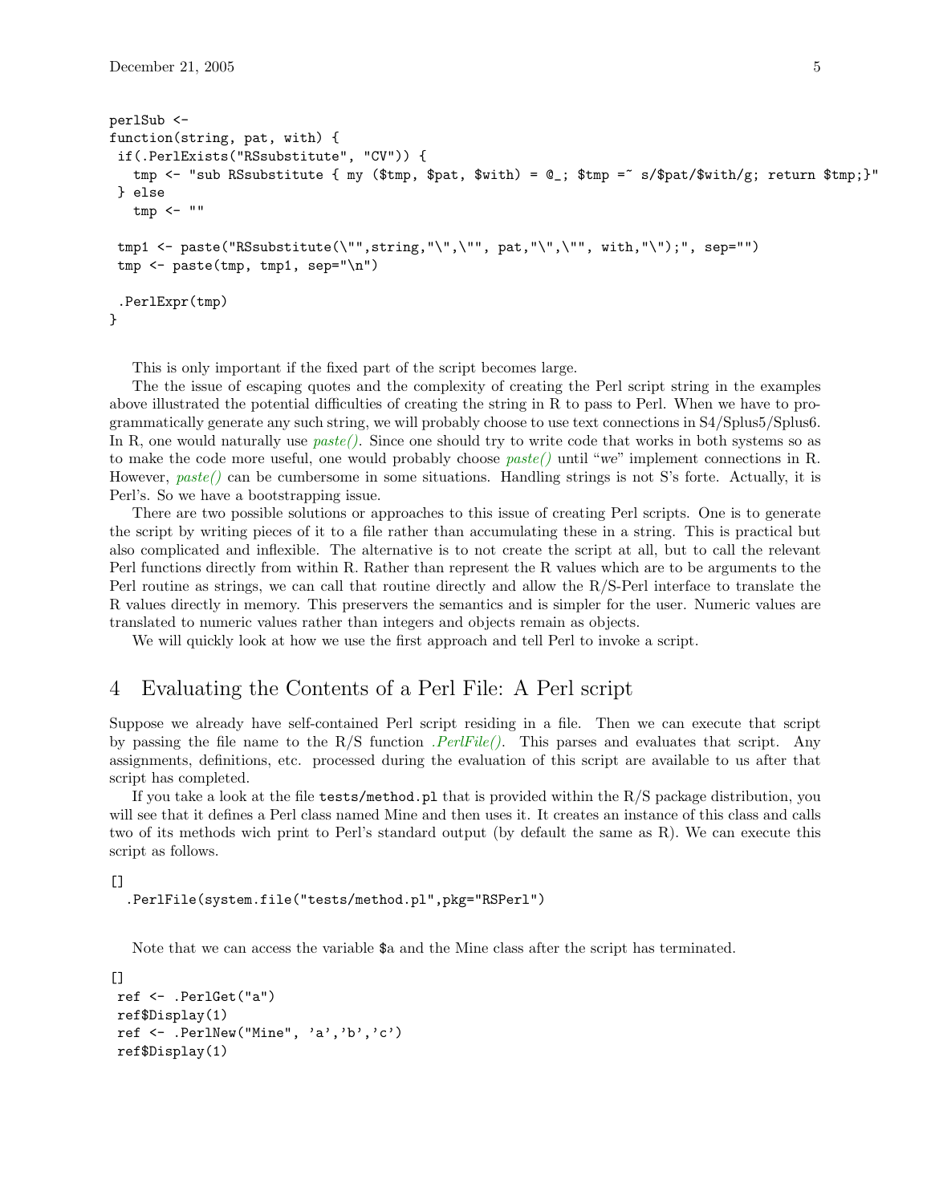```
perlSub <-
function(string, pat, with) {
 if(.PerlExists("RSsubstitute", "CV")) {
   tmp <- "sub RSsubstitute { my ($tmp, $pat, $with) = @_; $tmp =~ s/$pat/$with/g; return $tmp;}"
 } else
   tmp <- ""

 tmp1 <- paste("RSsubstitute(\"",string,"\",\"", pat,"\",\"", with,"\");", sep="")
 tmp <- paste(tmp, tmp1, sep="\n")

 .PerlExpr(tmp)
}
```

This is only important if the fixed part of the script becomes large.

The the issue of escaping quotes and the complexity of creating the Perl script string in the examples above illustrated the potential difficulties of creating the string in R to pass to Perl. When we have to programmatically generate any such string, we will probably choose to use text connections in S4/Splus5/Splus6. In R, one would naturally use *paste()*. Since one should try to write code that works in both systems so as to make the code more useful, one would probably choose *paste()* until "we" implement connections in R. However, *paste()* can be cumbersome in some situations. Handling strings is not S's forte. Actually, it is Perl's. So we have a bootstrapping issue.

There are two possible solutions or approaches to this issue of creating Perl scripts. One is to generate the script by writing pieces of it to a file rather than accumulating these in a string. This is practical but also complicated and inflexible. The alternative is to not create the script at all, but to call the relevant Perl functions directly from within R. Rather than represent the R values which are to be arguments to the Perl routine as strings, we can call that routine directly and allow the R/S-Perl interface to translate the R values directly in memory. This preservers the semantics and is simpler for the user. Numeric values are translated to numeric values rather than integers and objects remain as objects.

We will quickly look at how we use the first approach and tell Perl to invoke a script.

# 4 Evaluating the Contents of a Perl File: A Perl script

Suppose we already have self-contained Perl script residing in a file. Then we can execute that script by passing the file name to the R/S function *.PerlFile()*. This parses and evaluates that script. Any assignments, definitions, etc. processed during the evaluation of this script are available to us after that script has completed.

If you take a look at the file `tests/method.pl` that is provided within the R/S package distribution, you will see that it defines a Perl class named Mine and then uses it. It creates an instance of this class and calls two of its methods wich print to Perl's standard output (by default the same as R). We can execute this script as follows.

```
[]
  .PerlFile(system.file("tests/method.pl",pkg="RSPerl")
```

Note that we can access the variable $a and the Mine class after the script has terminated.

```
[]
 ref <- .PerlGet("a")
 ref$Display(1)
 ref <- .PerlNew("Mine", 'a','b','c')
 ref$Display(1)
```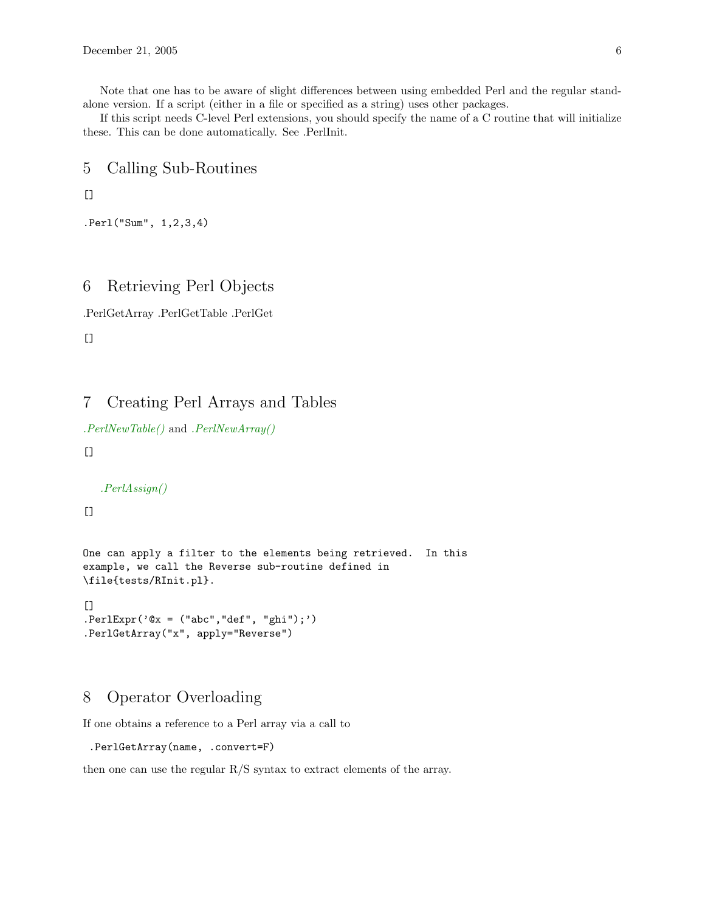Note that one has to be aware of slight differences between using embedded Perl and the regular standalone version. If a script (either in a file or specified as a string) uses other packages.

If this script needs C-level Perl extensions, you should specify the name of a C routine that will initialize these. This can be done automatically. See .PerlInit.

# 5 Calling Sub-Routines

[]

```
.Perl("Sum", 1,2,3,4)
```

# 6 Retrieving Perl Objects

.PerlGetArray .PerlGetTable .PerlGet

[]

# 7 Creating Perl Arrays and Tables

*.PerlNewTable()* and *.PerlNewArray()*

[]

*.PerlAssign()*

[]

```
One can apply a filter to the elements being retrieved.  In this
example, we call the Reverse sub-routine defined in
\file{tests/RInit.pl}.
```

[]

```
.PerlExpr('@x = ("abc","def", "ghi");')
.PerlGetArray("x", apply="Reverse")
```

# 8 Operator Overloading

If one obtains a reference to a Perl array via a call to

```
.PerlGetArray(name, .convert=F)
```

then one can use the regular R/S syntax to extract elements of the array.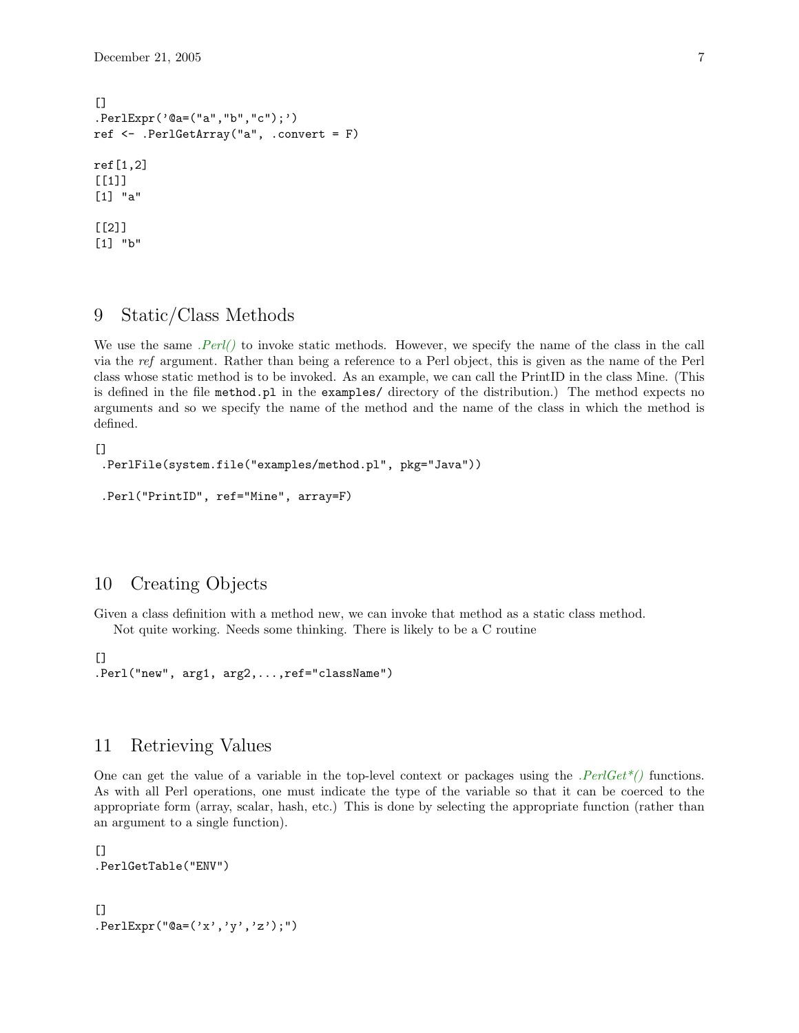```
[]
.PerlExpr('@a=("a","b","c");')
ref <- .PerlGetArray("a", .convert = F)

ref[1,2]
[[1]]
[1] "a"

[[2]]
[1] "b"
```

## 9 Static/Class Methods

We use the same *.Perl()* to invoke static methods. However, we specify the name of the class in the call via the *ref* argument. Rather than being a reference to a Perl object, this is given as the name of the Perl class whose static method is to be invoked. As an example, we can call the PrintID in the class Mine. (This is defined in the file `method.pl` in the `examples/` directory of the distribution.) The method expects no arguments and so we specify the name of the method and the name of the class in which the method is defined.

```
[]
 .PerlFile(system.file("examples/method.pl", pkg="Java"))

 .Perl("PrintID", ref="Mine", array=F)
```

## 10 Creating Objects

Given a class definition with a method new, we can invoke that method as a static class method.

Not quite working. Needs some thinking. There is likely to be a C routine

```
[]
.Perl("new", arg1, arg2,...,ref="className")
```

## 11 Retrieving Values

One can get the value of a variable in the top-level context or packages using the *.PerlGet*()* functions. As with all Perl operations, one must indicate the type of the variable so that it can be coerced to the appropriate form (array, scalar, hash, etc.) This is done by selecting the appropriate function (rather than an argument to a single function).

```
[]
.PerlGetTable("ENV")
```

```
[]
.PerlExpr("@a=('x','y','z');")
```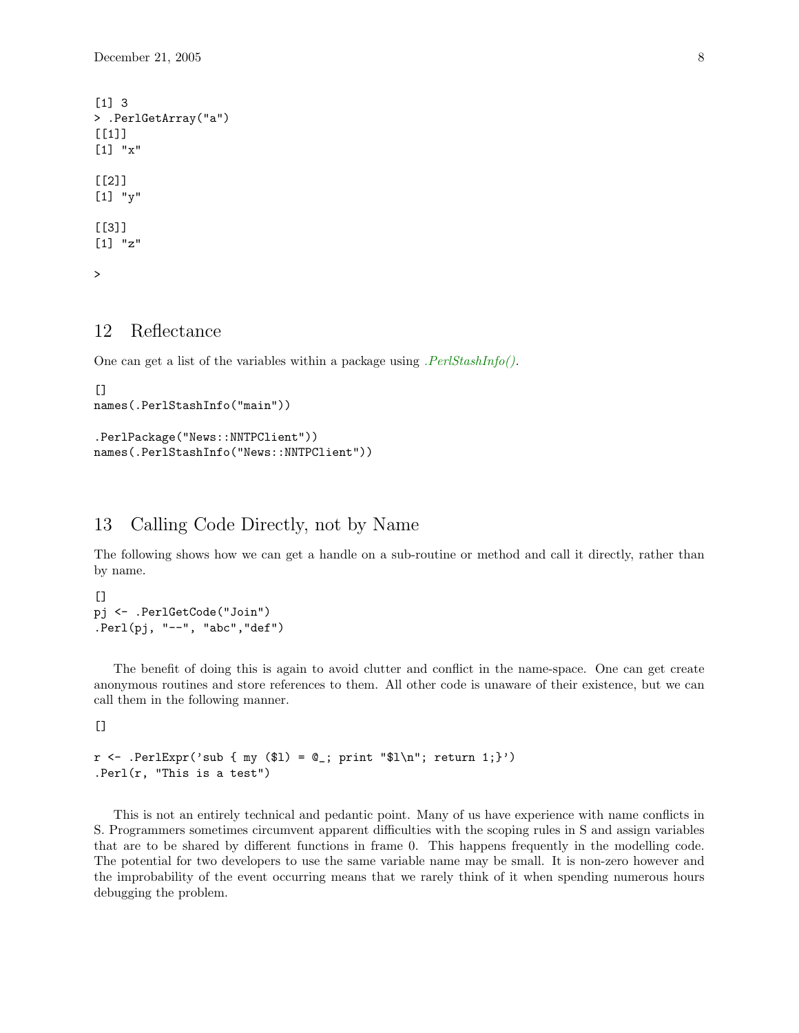```
[1] 3
> .PerlGetArray("a")
[[1]]
[1] "x"

[[2]]
[1] "y"

[[3]]
[1] "z"

>
```

## 12 Reflectance

One can get a list of the variables within a package using *.PerlStashInfo()*.

```
[]
names(.PerlStashInfo("main"))

.PerlPackage("News::NNTPClient"))
names(.PerlStashInfo("News::NNTPClient"))
```

## 13 Calling Code Directly, not by Name

The following shows how we can get a handle on a sub-routine or method and call it directly, rather than by name.

```
[]
pj <- .PerlGetCode("Join")
.Perl(pj, "--", "abc","def")
```

The benefit of doing this is again to avoid clutter and conflict in the name-space. One can get create anonymous routines and store references to them. All other code is unaware of their existence, but we can call them in the following manner.

```
[]

r <- .PerlExpr('sub { my ($l) = @_; print "$l\n"; return 1;}')
.Perl(r, "This is a test")
```

This is not an entirely technical and pedantic point. Many of us have experience with name conflicts in S. Programmers sometimes circumvent apparent difficulties with the scoping rules in S and assign variables that are to be shared by different functions in frame 0. This happens frequently in the modelling code. The potential for two developers to use the same variable name may be small. It is non-zero however and the improbability of the event occurring means that we rarely think of it when spending numerous hours debugging the problem.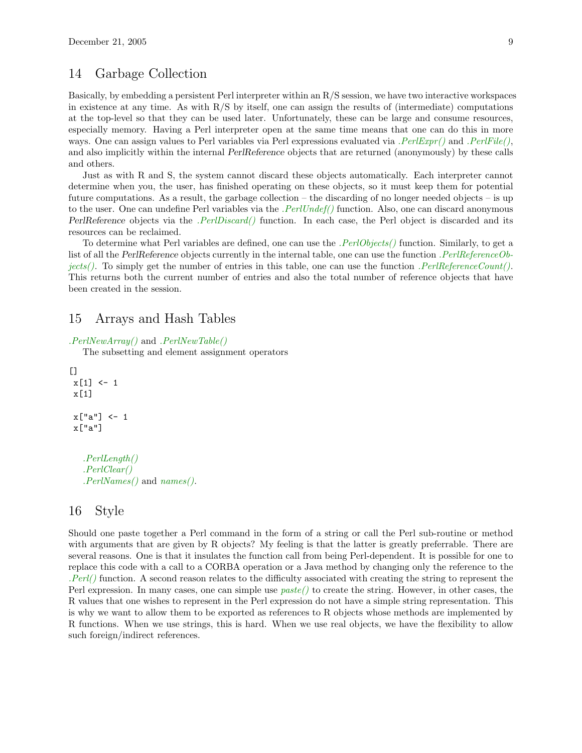## 14 Garbage Collection

Basically, by embedding a persistent Perl interpreter within an R/S session, we have two interactive workspaces in existence at any time. As with R/S by itself, one can assign the results of (intermediate) computations at the top-level so that they can be used later. Unfortunately, these can be large and consume resources, especially memory. Having a Perl interpreter open at the same time means that one can do this in more ways. One can assign values to Perl variables via Perl expressions evaluated via *.PerlExpr()* and *.PerlFile()*, and also implicitly within the internal *PerlReference* objects that are returned (anonymously) by these calls and others.

Just as with R and S, the system cannot discard these objects automatically. Each interpreter cannot determine when you, the user, has finished operating on these objects, so it must keep them for potential future computations. As a result, the garbage collection – the discarding of no longer needed objects – is up to the user. One can undefine Perl variables via the *.PerlUndef()* function. Also, one can discard anonymous *PerlReference* objects via the *.PerlDiscard()* function. In each case, the Perl object is discarded and its resources can be reclaimed.

To determine what Perl variables are defined, one can use the *.PerlObjects()* function. Similarly, to get a list of all the *PerlReference* objects currently in the internal table, one can use the function *.PerlReferenceObjects()*. To simply get the number of entries in this table, one can use the function *.PerlReferenceCount()*. This returns both the current number of entries and also the total number of reference objects that have been created in the session.

## 15 Arrays and Hash Tables

*.PerlNewArray()* and *.PerlNewTable()*

The subsetting and element assignment operators

```
[]
 x[1] <- 1
 x[1]

 x["a"] <- 1
 x["a"]
```

*.PerlLength()*
*.PerlClear()*
*.PerlNames()* and *names()*.

## 16 Style

Should one paste together a Perl command in the form of a string or call the Perl sub-routine or method with arguments that are given by R objects? My feeling is that the latter is greatly preferrable. There are several reasons. One is that it insulates the function call from being Perl-dependent. It is possible for one to replace this code with a call to a CORBA operation or a Java method by changing only the reference to the *.Perl()* function. A second reason relates to the difficulty associated with creating the string to represent the Perl expression. In many cases, one can simple use *paste()* to create the string. However, in other cases, the R values that one wishes to represent in the Perl expression do not have a simple string representation. This is why we want to allow them to be exported as references to R objects whose methods are implemented by R functions. When we use strings, this is hard. When we use real objects, we have the flexibility to allow such foreign/indirect references.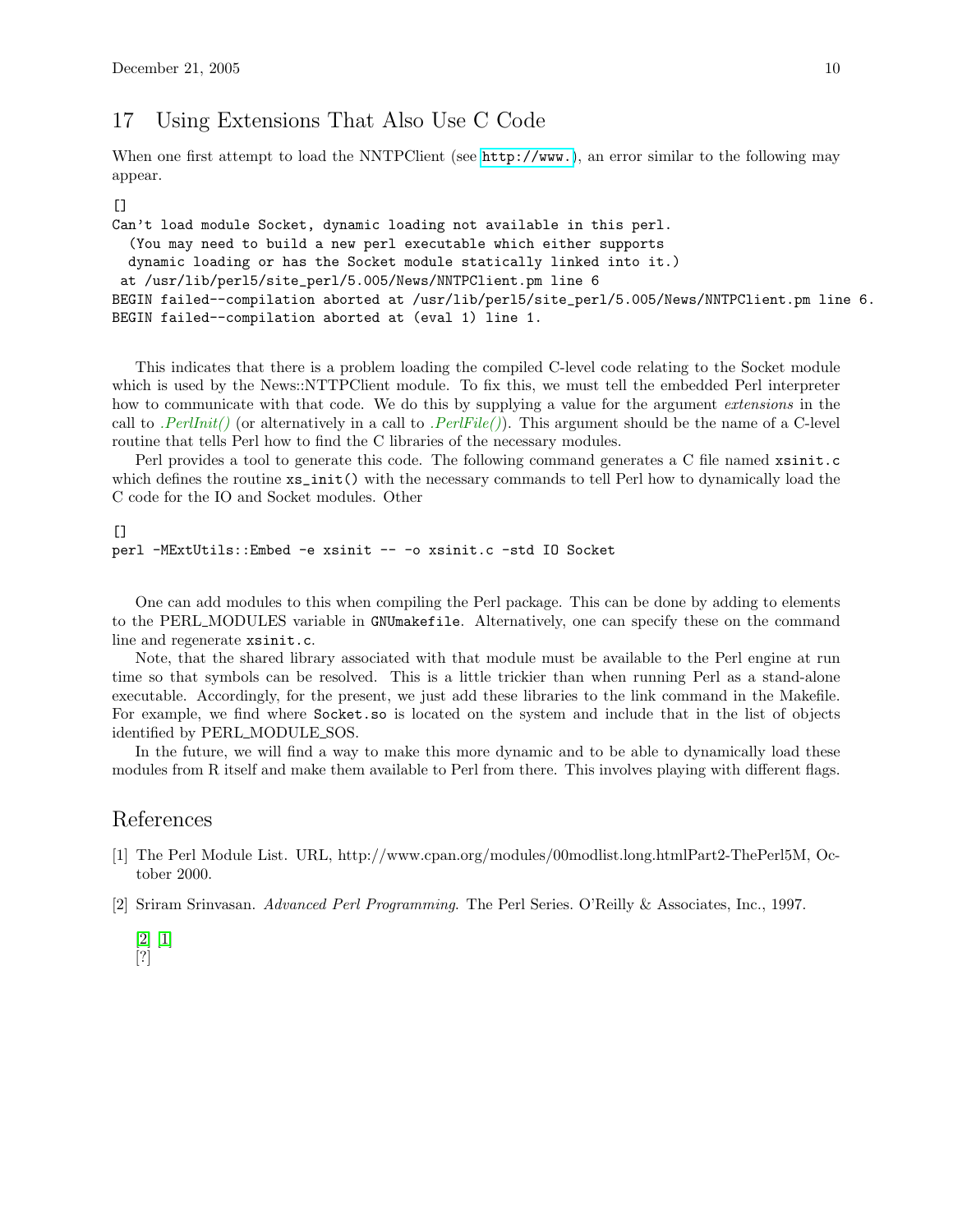## 17 Using Extensions That Also Use C Code

When one first attempt to load the NNTPClient (see http://www.), an error similar to the following may appear.

```
[]
Can't load module Socket, dynamic loading not available in this perl.
  (You may need to build a new perl executable which either supports
  dynamic loading or has the Socket module statically linked into it.)
 at /usr/lib/perl5/site_perl/5.005/News/NNTPClient.pm line 6
BEGIN failed--compilation aborted at /usr/lib/perl5/site_perl/5.005/News/NNTPClient.pm line 6.
BEGIN failed--compilation aborted at (eval 1) line 1.
```

This indicates that there is a problem loading the compiled C-level code relating to the Socket module which is used by the News::NTTPClient module. To fix this, we must tell the embedded Perl interpreter how to communicate with that code. We do this by supplying a value for the argument *extensions* in the call to *.PerlInit()* (or alternatively in a call to *.PerlFile()*). This argument should be the name of a C-level routine that tells Perl how to find the C libraries of the necessary modules.

Perl provides a tool to generate this code. The following command generates a C file named `xsinit.c` which defines the routine `xs_init()` with the necessary commands to tell Perl how to dynamically load the C code for the IO and Socket modules. Other

```
[]
perl -MExtUtils::Embed -e xsinit -- -o xsinit.c -std IO Socket
```

One can add modules to this when compiling the Perl package. This can be done by adding to elements to the PERL_MODULES variable in `GNUmakefile`. Alternatively, one can specify these on the command line and regenerate `xsinit.c`.

Note, that the shared library associated with that module must be available to the Perl engine at run time so that symbols can be resolved. This is a little trickier than when running Perl as a stand-alone executable. Accordingly, for the present, we just add these libraries to the link command in the Makefile. For example, we find where `Socket.so` is located on the system and include that in the list of objects identified by PERL_MODULE_SOS.

In the future, we will find a way to make this more dynamic and to be able to dynamically load these modules from R itself and make them available to Perl from there. This involves playing with different flags.

# References

[1] The Perl Module List. URL, http://www.cpan.org/modules/00modlist.long.htmlPart2-ThePerl5M, October 2000.

[2] Sriram Srinvasan. *Advanced Perl Programming*. The Perl Series. O'Reilly & Associates, Inc., 1997.

[2] [1]
[?]